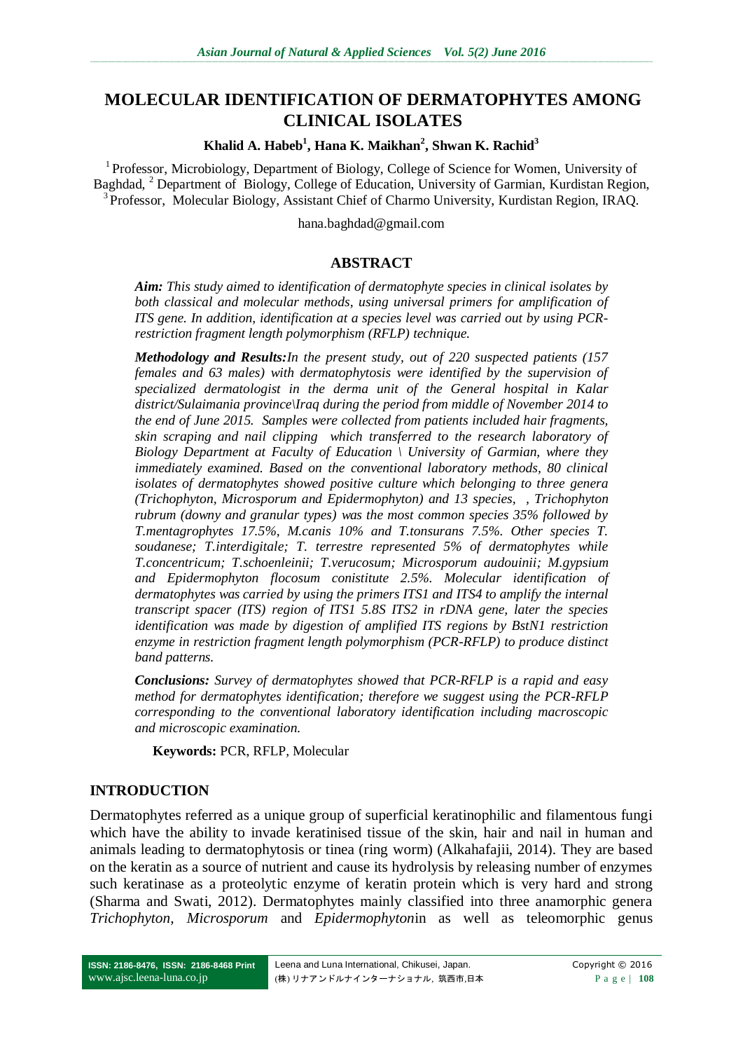# MOLECULAR IDENTIFICATION OF DERMATOPHYTES AMONG CLINICAL ISOLATES

**Khalid A. Habeb[1], Hana K. Maikhan[2], Shwan K. Rachid[3]**

[1] Professor, Microbiology, Department of Biology, College of Science for Women, University of Baghdad, [2] Department of Biology, College of Education, University of Garmian, Kurdistan Region, [3] Professor, Molecular Biology, Assistant Chief of Charmo University, Kurdistan Region, IRAQ.

hana.baghdad@gmail.com

## ABSTRACT

***Aim:*** *This study aimed to identification of dermatophyte species in clinical isolates by both classical and molecular methods, using universal primers for amplification of ITS gene. In addition, identification at a species level was carried out by using PCR-restriction fragment length polymorphism (RFLP) technique.*

***Methodology and Results:*** *In the present study, out of 220 suspected patients (157 females and 63 males) with dermatophytosis were identified by the supervision of specialized dermatologist in the derma unit of the General hospital in Kalar district/Sulaimania province\Iraq during the period from middle of November 2014 to the end of June 2015. Samples were collected from patients included hair fragments, skin scraping and nail clipping which transferred to the research laboratory of Biology Department at Faculty of Education \ University of Garmian, where they immediately examined. Based on the conventional laboratory methods, 80 clinical isolates of dermatophytes showed positive culture which belonging to three genera (Trichophyton, Microsporum and Epidermophyton) and 13 species, , Trichophyton rubrum (downy and granular types) was the most common species 35% followed by T.mentagrophytes 17.5%, M.canis 10% and T.tonsurans 7.5%. Other species T. soudanese; T.interdigitale; T. terrestre represented 5% of dermatophytes while T.concentricum; T.schoenleinii; T.verucosum; Microsporum audouinii; M.gypsium and Epidermophyton flocosum conistitute 2.5%. Molecular identification of dermatophytes was carried by using the primers ITS1 and ITS4 to amplify the internal transcript spacer (ITS) region of ITS1 5.8S ITS2 in rDNA gene, later the species identification was made by digestion of amplified ITS regions by BstN1 restriction enzyme in restriction fragment length polymorphism (PCR-RFLP) to produce distinct band patterns.*

***Conclusions:*** *Survey of dermatophytes showed that PCR-RFLP is a rapid and easy method for dermatophytes identification; therefore we suggest using the PCR-RFLP corresponding to the conventional laboratory identification including macroscopic and microscopic examination.*

**Keywords:** PCR, RFLP, Molecular

## INTRODUCTION

Dermatophytes referred as a unique group of superficial keratinophilic and filamentous fungi which have the ability to invade keratinised tissue of the skin, hair and nail in human and animals leading to dermatophytosis or tinea (ring worm) (Alkahafajii, 2014). They are based on the keratin as a source of nutrient and cause its hydrolysis by releasing number of enzymes such keratinase as a proteolytic enzyme of keratin protein which is very hard and strong (Sharma and Swati, 2012). Dermatophytes mainly classified into three anamorphic genera *Trichophyton*, *Microsporum* and *Epidermophyton*in as well as teleomorphic genus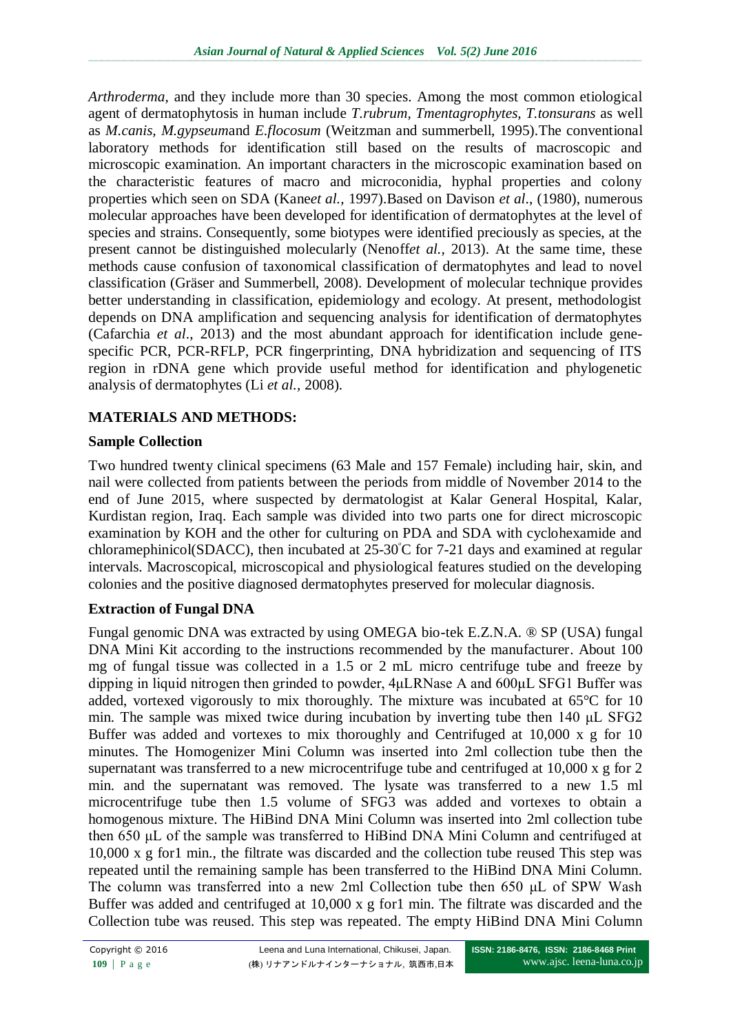*Arthroderma*, and they include more than 30 species. Among the most common etiological agent of dermatophytosis in human include *T.rubrum*, *Tmentagrophytes*, *T.tonsurans* as well as *M.canis*, *M.gypseum*and *E.flocosum* (Weitzman and summerbell, 1995).The conventional laboratory methods for identification still based on the results of macroscopic and microscopic examination. An important characters in the microscopic examination based on the characteristic features of macro and microconidia, hyphal properties and colony properties which seen on SDA (Kane*et al.,* 1997).Based on Davison *et al*., (1980), numerous molecular approaches have been developed for identification of dermatophytes at the level of species and strains. Consequently, some biotypes were identified preciously as species, at the present cannot be distinguished molecularly (Nenoff*et al.,* 2013). At the same time, these methods cause confusion of taxonomical classification of dermatophytes and lead to novel classification (Gräser and Summerbell, 2008). Development of molecular technique provides better understanding in classification, epidemiology and ecology. At present, methodologist depends on DNA amplification and sequencing analysis for identification of dermatophytes (Cafarchia *et al*., 2013) and the most abundant approach for identification include gene-specific PCR, PCR-RFLP, PCR fingerprinting, DNA hybridization and sequencing of ITS region in rDNA gene which provide useful method for identification and phylogenetic analysis of dermatophytes (Li *et al.,* 2008).

## MATERIALS AND METHODS:

### Sample Collection

Two hundred twenty clinical specimens (63 Male and 157 Female) including hair, skin, and nail were collected from patients between the periods from middle of November 2014 to the end of June 2015, where suspected by dermatologist at Kalar General Hospital, Kalar, Kurdistan region, Iraq. Each sample was divided into two parts one for direct microscopic examination by KOH and the other for culturing on PDA and SDA with cyclohexamide and chloramephinicol(SDACC), then incubated at 25-30°C for 7-21 days and examined at regular intervals. Macroscopical, microscopical and physiological features studied on the developing colonies and the positive diagnosed dermatophytes preserved for molecular diagnosis.

### Extraction of Fungal DNA

Fungal genomic DNA was extracted by using OMEGA bio-tek E.Z.N.A. ® SP (USA) fungal DNA Mini Kit according to the instructions recommended by the manufacturer. About 100 mg of fungal tissue was collected in a 1.5 or 2 mL micro centrifuge tube and freeze by dipping in liquid nitrogen then grinded to powder, 4μLRNase A and 600μL SFG1 Buffer was added, vortexed vigorously to mix thoroughly. The mixture was incubated at 65°C for 10 min. The sample was mixed twice during incubation by inverting tube then 140 μL SFG2 Buffer was added and vortexes to mix thoroughly and Centrifuged at 10,000 x g for 10 minutes. The Homogenizer Mini Column was inserted into 2ml collection tube then the supernatant was transferred to a new microcentrifuge tube and centrifuged at 10,000 x g for 2 min. and the supernatant was removed. The lysate was transferred to a new 1.5 ml microcentrifuge tube then 1.5 volume of SFG3 was added and vortexes to obtain a homogenous mixture. The HiBind DNA Mini Column was inserted into 2ml collection tube then 650 μL of the sample was transferred to HiBind DNA Mini Column and centrifuged at 10,000 x g for1 min., the filtrate was discarded and the collection tube reused This step was repeated until the remaining sample has been transferred to the HiBind DNA Mini Column. The column was transferred into a new 2ml Collection tube then 650 μL of SPW Wash Buffer was added and centrifuged at 10,000 x g for1 min. The filtrate was discarded and the Collection tube was reused. This step was repeated. The empty HiBind DNA Mini Column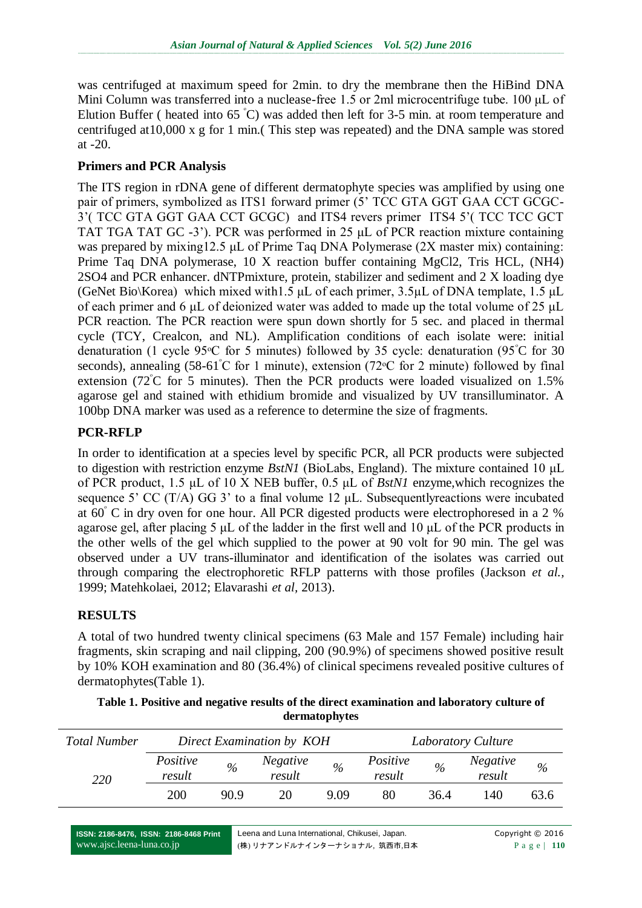was centrifuged at maximum speed for 2min. to dry the membrane then the HiBind DNA Mini Column was transferred into a nuclease-free 1.5 or 2ml microcentrifuge tube. 100 µL of Elution Buffer ( heated into 65 °C) was added then left for 3-5 min. at room temperature and centrifuged at10,000 x g for 1 min.( This step was repeated) and the DNA sample was stored at -20.

**Primers and PCR Analysis**

The ITS region in rDNA gene of different dermatophyte species was amplified by using one pair of primers, symbolized as ITS1 forward primer (5' TCC GTA GGT GAA CCT GCGC-3'( TCC GTA GGT GAA CCT GCGC) and ITS4 revers primer ITS4 5'( TCC TCC GCT TAT TGA TAT GC -3'). PCR was performed in 25 µL of PCR reaction mixture containing was prepared by mixing12.5 µL of Prime Taq DNA Polymerase (2X master mix) containing: Prime Taq DNA polymerase, 10 X reaction buffer containing MgCl2, Tris HCL, (NH4) 2SO4 and PCR enhancer. dNTPmixture, protein, stabilizer and sediment and 2 X loading dye (GeNet Bio\Korea) which mixed with1.5 µL of each primer, 3.5µL of DNA template, 1.5 µL of each primer and 6 µL of deionized water was added to made up the total volume of 25 µL PCR reaction. The PCR reaction were spun down shortly for 5 sec. and placed in thermal cycle (TCY, Crealcon, and NL). Amplification conditions of each isolate were: initial denaturation (1 cycle 95°C for 5 minutes) followed by 35 cycle: denaturation (95°C for 30 seconds), annealing (58-61°C for 1 minute), extension (72°C for 2 minute) followed by final extension (72°C for 5 minutes). Then the PCR products were loaded visualized on 1.5% agarose gel and stained with ethidium bromide and visualized by UV transilluminator. A 100bp DNA marker was used as a reference to determine the size of fragments.

**PCR-RFLP**

In order to identification at a species level by specific PCR, all PCR products were subjected to digestion with restriction enzyme *BstN1* (BioLabs, England). The mixture contained 10 µL of PCR product, 1.5 µL of 10 X NEB buffer, 0.5 µL of *BstN1* enzyme,which recognizes the sequence 5' CC (T/A) GG 3' to a final volume 12 µL. Subsequentlyreactions were incubated at 60° C in dry oven for one hour. All PCR digested products were electrophoresed in a 2 % agarose gel, after placing 5 µL of the ladder in the first well and 10 µL of the PCR products in the other wells of the gel which supplied to the power at 90 volt for 90 min. The gel was observed under a UV trans-illuminator and identification of the isolates was carried out through comparing the electrophoretic RFLP patterns with those profiles (Jackson *et al.*, 1999; Matehkolaei, 2012; Elavarashi *et al*, 2013).

## RESULTS

A total of two hundred twenty clinical specimens (63 Male and 157 Female) including hair fragments, skin scraping and nail clipping, 200 (90.9%) of specimens showed positive result by 10% KOH examination and 80 (36.4%) of clinical specimens revealed positive cultures of dermatophytes(Table 1).

**Table 1. Positive and negative results of the direct examination and laboratory culture of dermatophytes**

| *Total Number* | *Direct Examination by KOH* | | | | *Laboratory Culture* | | | |
|---|---|---|---|---|---|---|---|---|
| | *Positive result* | *%* | *Negative result* | *%* | *Positive result* | *%* | *Negative result* | *%* |
| *220* | 200 | 90.9 | 20 | 9.09 | 80 | 36.4 | 140 | 63.6 |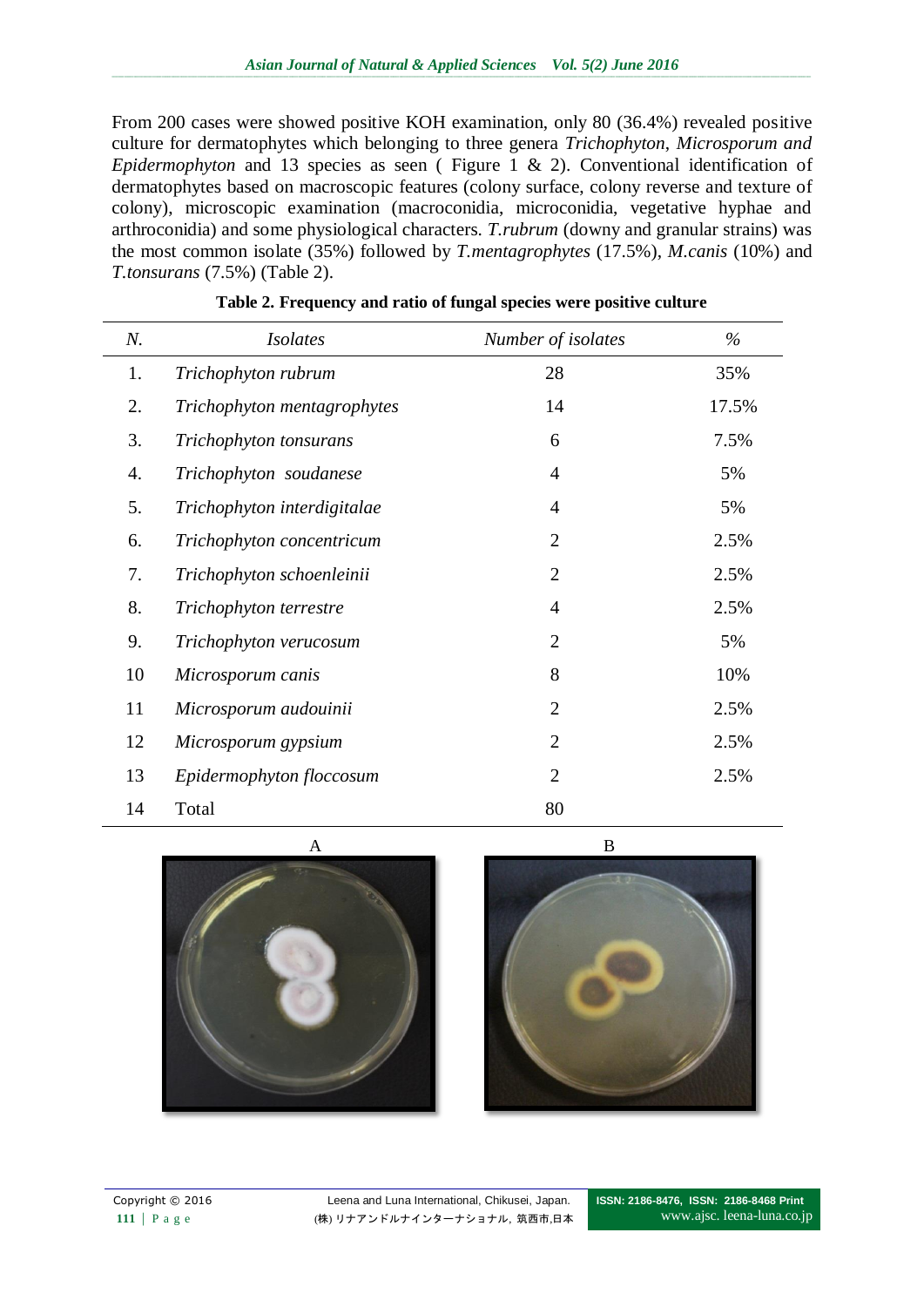From 200 cases were showed positive KOH examination, only 80 (36.4%) revealed positive culture for dermatophytes which belonging to three genera *Trichophyton*, *Microsporum and Epidermophyton* and 13 species as seen ( Figure 1 & 2). Conventional identification of dermatophytes based on macroscopic features (colony surface, colony reverse and texture of colony), microscopic examination (macroconidia, microconidia, vegetative hyphae and arthroconidia) and some physiological characters. *T.rubrum* (downy and granular strains) was the most common isolate (35%) followed by *T.mentagrophytes* (17.5%), *M.canis* (10%) and *T.tonsurans* (7.5%) (Table 2).

**Table 2. Frequency and ratio of fungal species were positive culture**

| *N.* | *Isolates* | *Number of isolates* | *%* |
|---|---|---|---|
| 1. | *Trichophyton rubrum* | 28 | 35% |
| 2. | *Trichophyton mentagrophytes* | 14 | 17.5% |
| 3. | *Trichophyton tonsurans* | 6 | 7.5% |
| 4. | *Trichophyton soudanese* | 4 | 5% |
| 5. | *Trichophyton interdigitalae* | 4 | 5% |
| 6. | *Trichophyton concentricum* | 2 | 2.5% |
| 7. | *Trichophyton schoenleinii* | 2 | 2.5% |
| 8. | *Trichophyton terrestre* | 4 | 2.5% |
| 9. | *Trichophyton verucosum* | 2 | 5% |
| 10 | *Microsporum canis* | 8 | 10% |
| 11 | *Microsporum audouinii* | 2 | 2.5% |
| 12 | *Microsporum gypsium* | 2 | 2.5% |
| 13 | *Epidermophyton floccosum* | 2 | 2.5% |
| 14 | Total | 80 | |

A

B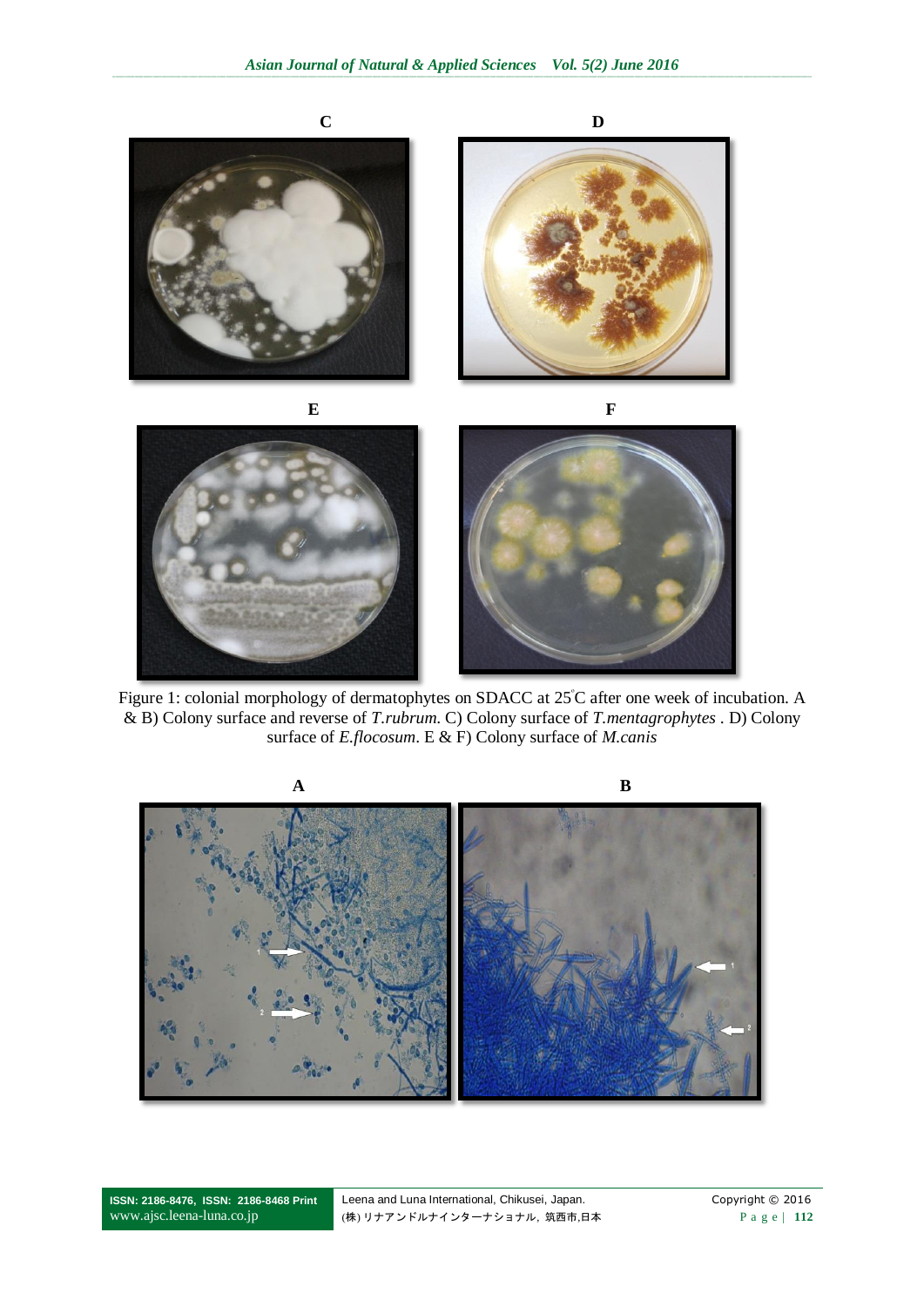**C** **D**

**E** **F**

Figure 1: colonial morphology of dermatophytes on SDACC at 25°C after one week of incubation. A & B) Colony surface and reverse of *T.rubrum.* C) Colony surface of *T.mentagrophytes* . D) Colony surface of *E.flocosum*. E & F) Colony surface of *M.canis*

**A** **B**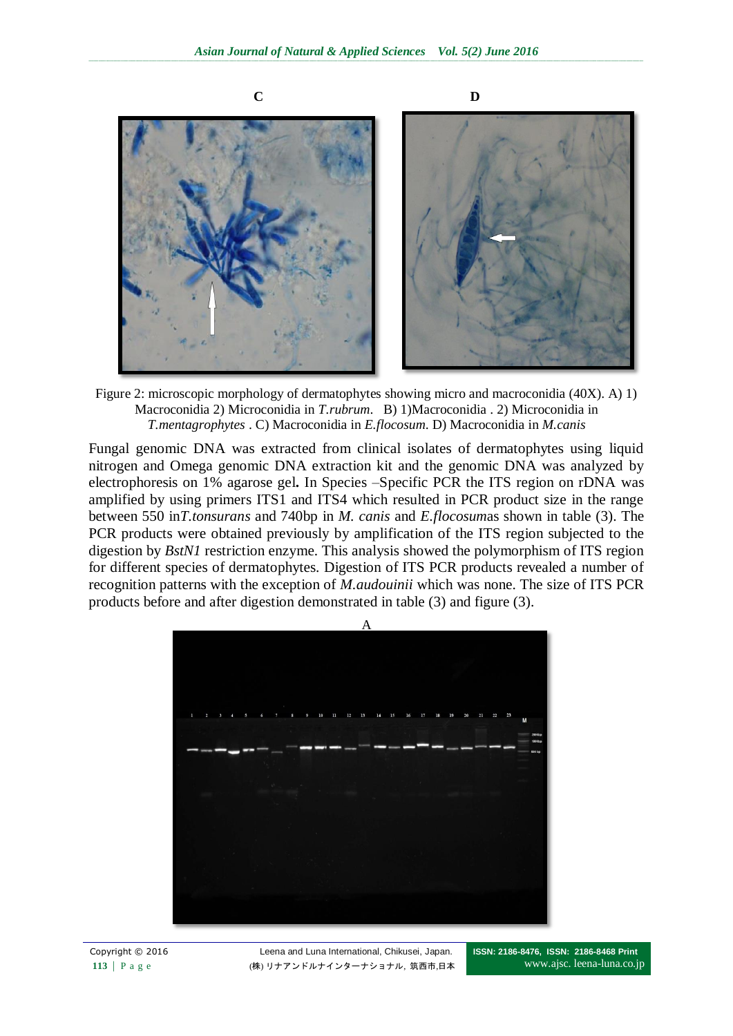Figure 2: microscopic morphology of dermatophytes showing micro and macroconidia (40X). A) 1) Macroconidia 2) Microconidia in *T.rubrum*. B) 1)Macroconidia . 2) Microconidia in *T.mentagrophytes* . C) Macroconidia in *E.flocosum*. D) Macroconidia in *M.canis*

Fungal genomic DNA was extracted from clinical isolates of dermatophytes using liquid nitrogen and Omega genomic DNA extraction kit and the genomic DNA was analyzed by electrophoresis on 1% agarose gel**.** In Species –Specific PCR the ITS region on rDNA was amplified by using primers ITS1 and ITS4 which resulted in PCR product size in the range between 550 in*T.tonsurans* and 740bp in *M. canis* and *E.flocosum*as shown in table (3). The PCR products were obtained previously by amplification of the ITS region subjected to the digestion by *BstN1* restriction enzyme. This analysis showed the polymorphism of ITS region for different species of dermatophytes. Digestion of ITS PCR products revealed a number of recognition patterns with the exception of *M.audouinii* which was none. The size of ITS PCR products before and after digestion demonstrated in table (3) and figure (3).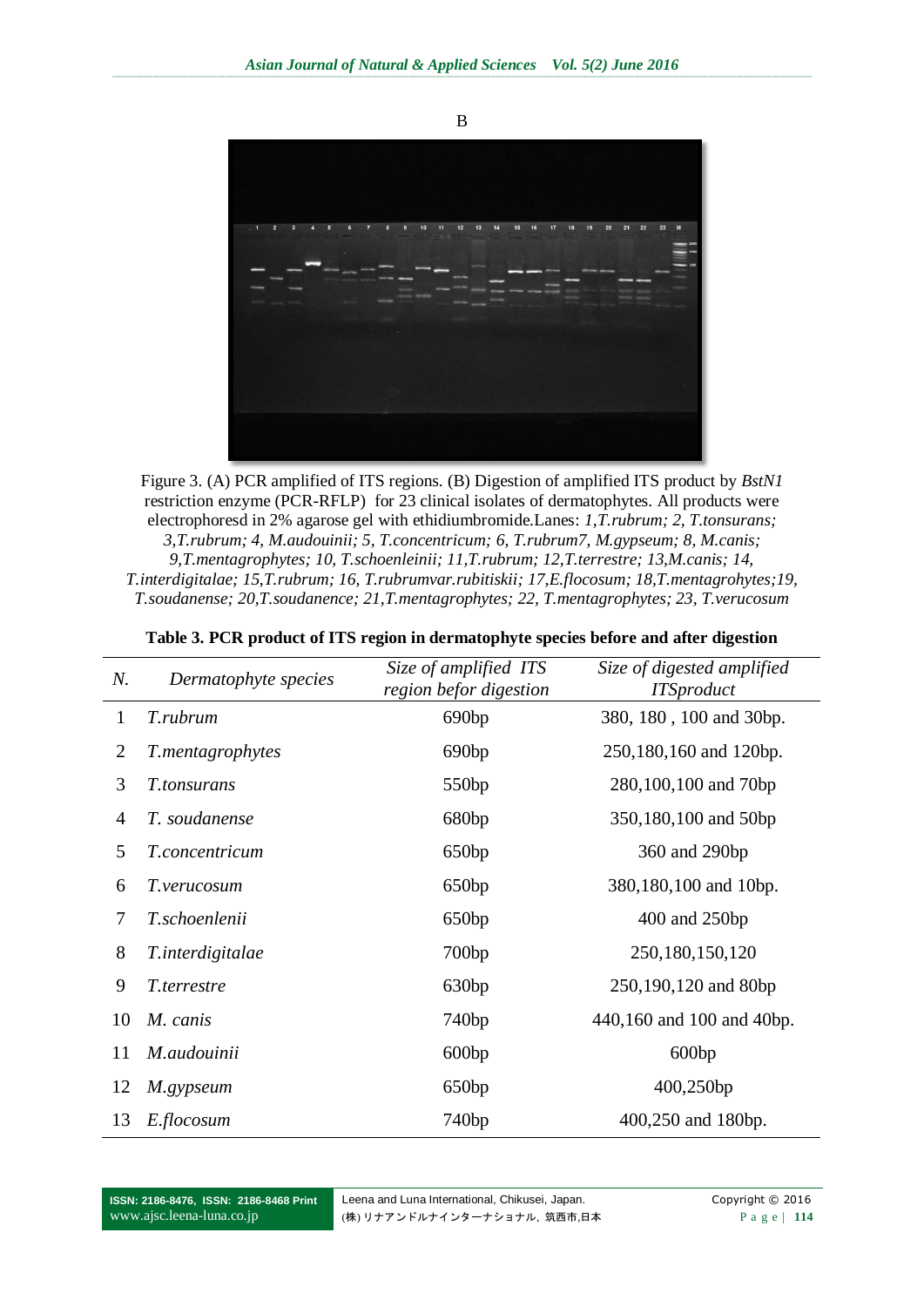B

Figure 3. (A) PCR amplified of ITS regions. (B) Digestion of amplified ITS product by *BstN1* restriction enzyme (PCR-RFLP) for 23 clinical isolates of dermatophytes. All products were electrophoresd in 2% agarose gel with ethidiumbromide.Lanes: *1,T.rubrum; 2, T.tonsurans; 3,T.rubrum; 4, M.audouinii; 5, T.concentricum; 6, T.rubrum7, M.gypseum; 8, M.canis; 9,T.mentagrophytes; 10, T.schoenleinii; 11,T.rubrum; 12,T.terrestre; 13,M.canis; 14, T.interdigitalae; 15,T.rubrum; 16, T.rubrumvar.rubitiskii; 17,E.flocosum; 18,T.mentagrohytes;19, T.soudanense; 20,T.soudanence; 21,T.mentagrophytes; 22, T.mentagrophytes; 23, T.verucosum*

**Table 3. PCR product of ITS region in dermatophyte species before and after digestion**

| *N.* | *Dermatophyte species* | *Size of amplified ITS region befor digestion* | *Size of digested amplified ITSproduct* |
|---|---|---|---|
| 1 | *T.rubrum* | 690bp | 380, 180 , 100 and 30bp. |
| 2 | *T.mentagrophytes* | 690bp | 250,180,160 and 120bp. |
| 3 | *T.tonsurans* | 550bp | 280,100,100 and 70bp |
| 4 | *T. soudanense* | 680bp | 350,180,100 and 50bp |
| 5 | *T.concentricum* | 650bp | 360 and 290bp |
| 6 | *T.verucosum* | 650bp | 380,180,100 and 10bp. |
| 7 | *T.schoenlenii* | 650bp | 400 and 250bp |
| 8 | *T.interdigitalae* | 700bp | 250,180,150,120 |
| 9 | *T.terrestre* | 630bp | 250,190,120 and 80bp |
| 10 | *M. canis* | 740bp | 440,160 and 100 and 40bp. |
| 11 | *M.audouinii* | 600bp | 600bp |
| 12 | *M.gypseum* | 650bp | 400,250bp |
| 13 | *E.flocosum* | 740bp | 400,250 and 180bp. |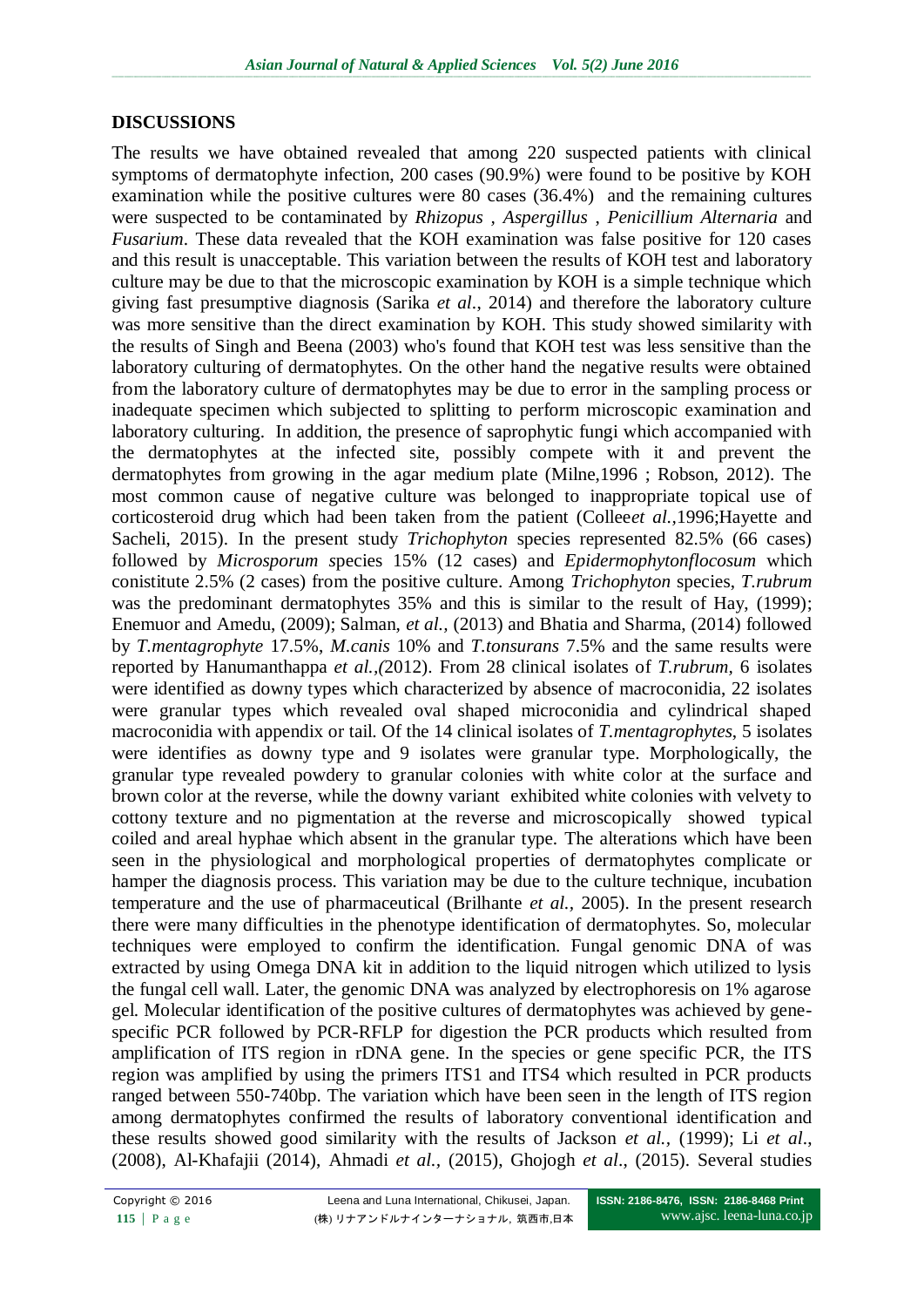## DISCUSSIONS

The results we have obtained revealed that among 220 suspected patients with clinical symptoms of dermatophyte infection, 200 cases (90.9%) were found to be positive by KOH examination while the positive cultures were 80 cases (36.4%) and the remaining cultures were suspected to be contaminated by *Rhizopus* , *Aspergillus* , *Penicillium Alternaria* and *Fusarium*. These data revealed that the KOH examination was false positive for 120 cases and this result is unacceptable. This variation between the results of KOH test and laboratory culture may be due to that the microscopic examination by KOH is a simple technique which giving fast presumptive diagnosis (Sarika *et al*., 2014) and therefore the laboratory culture was more sensitive than the direct examination by KOH. This study showed similarity with the results of Singh and Beena (2003) who's found that KOH test was less sensitive than the laboratory culturing of dermatophytes. On the other hand the negative results were obtained from the laboratory culture of dermatophytes may be due to error in the sampling process or inadequate specimen which subjected to splitting to perform microscopic examination and laboratory culturing. In addition, the presence of saprophytic fungi which accompanied with the dermatophytes at the infected site, possibly compete with it and prevent the dermatophytes from growing in the agar medium plate (Milne,1996 ; Robson, 2012). The most common cause of negative culture was belonged to inappropriate topical use of corticosteroid drug which had been taken from the patient (Collee*et al.*,1996;Hayette and Sacheli, 2015). In the present study *Trichophyton* species represented 82.5% (66 cases) followed by *Microsporum s*pecies 15% (12 cases) and *Epidermophytonflocosum* which conistitute 2.5% (2 cases) from the positive culture. Among *Trichophyton* species, *T.rubrum* was the predominant dermatophytes 35% and this is similar to the result of Hay, (1999); Enemuor and Amedu, (2009); Salman, *et al.,* (2013) and Bhatia and Sharma, (2014) followed by *T.mentagrophyte* 17.5%, *M.canis* 10% and *T.tonsurans* 7.5% and the same results were reported by Hanumanthappa *et al.,(*2012). From 28 clinical isolates of *T.rubrum*, 6 isolates were identified as downy types which characterized by absence of macroconidia, 22 isolates were granular types which revealed oval shaped microconidia and cylindrical shaped macroconidia with appendix or tail. Of the 14 clinical isolates of *T.mentagrophytes*, 5 isolates were identifies as downy type and 9 isolates were granular type. Morphologically, the granular type revealed powdery to granular colonies with white color at the surface and brown color at the reverse, while the downy variant exhibited white colonies with velvety to cottony texture and no pigmentation at the reverse and microscopically showed typical coiled and areal hyphae which absent in the granular type. The alterations which have been seen in the physiological and morphological properties of dermatophytes complicate or hamper the diagnosis process. This variation may be due to the culture technique, incubation temperature and the use of pharmaceutical (Brilhante *et al.*, 2005). In the present research there were many difficulties in the phenotype identification of dermatophytes. So, molecular techniques were employed to confirm the identification. Fungal genomic DNA of was extracted by using Omega DNA kit in addition to the liquid nitrogen which utilized to lysis the fungal cell wall. Later, the genomic DNA was analyzed by electrophoresis on 1% agarose gel. Molecular identification of the positive cultures of dermatophytes was achieved by gene-specific PCR followed by PCR-RFLP for digestion the PCR products which resulted from amplification of ITS region in rDNA gene. In the species or gene specific PCR, the ITS region was amplified by using the primers ITS1 and ITS4 which resulted in PCR products ranged between 550-740bp. The variation which have been seen in the length of ITS region among dermatophytes confirmed the results of laboratory conventional identification and these results showed good similarity with the results of Jackson *et al.,* (1999); Li *et al*., (2008), Al-Khafajii (2014), Ahmadi *et al.,* (2015), Ghojogh *et al*., (2015). Several studies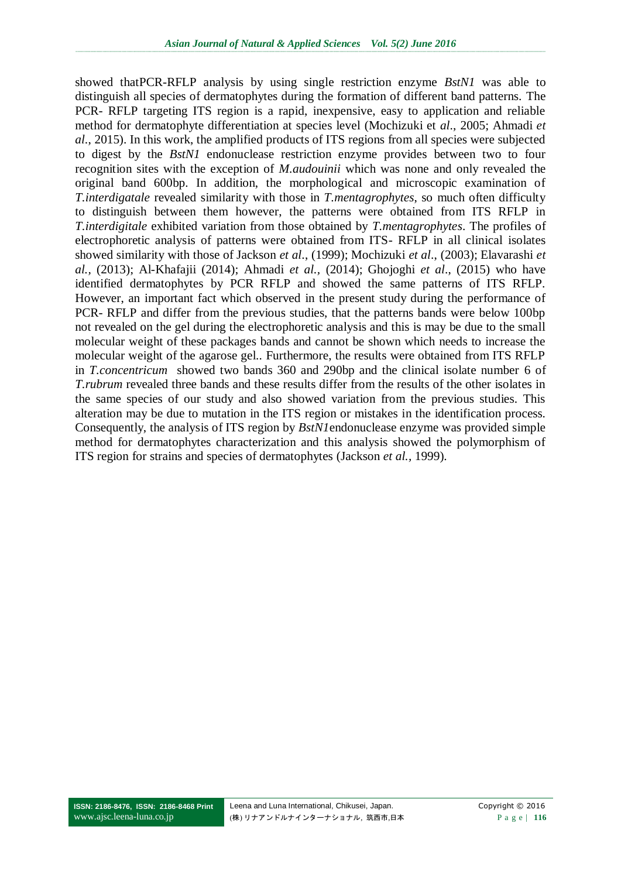showed thatPCR-RFLP analysis by using single restriction enzyme *BstN1* was able to distinguish all species of dermatophytes during the formation of different band patterns. The PCR- RFLP targeting ITS region is a rapid, inexpensive, easy to application and reliable method for dermatophyte differentiation at species level (Mochizuki et *al*., 2005; Ahmadi *et al.*, 2015). In this work, the amplified products of ITS regions from all species were subjected to digest by the *BstN1* endonuclease restriction enzyme provides between two to four recognition sites with the exception of *M.audouinii* which was none and only revealed the original band 600bp. In addition, the morphological and microscopic examination of *T.interdigatale* revealed similarity with those in *T.mentagrophytes*, so much often difficulty to distinguish between them however, the patterns were obtained from ITS RFLP in *T.interdigitale* exhibited variation from those obtained by *T.mentagrophytes*. The profiles of electrophoretic analysis of patterns were obtained from ITS- RFLP in all clinical isolates showed similarity with those of Jackson *et al*., (1999); Mochizuki *et al*., (2003); Elavarashi *et al.*, (2013); Al-Khafajii (2014); Ahmadi *et al.*, (2014); Ghojoghi *et al*., (2015) who have identified dermatophytes by PCR RFLP and showed the same patterns of ITS RFLP. However, an important fact which observed in the present study during the performance of PCR- RFLP and differ from the previous studies, that the patterns bands were below 100bp not revealed on the gel during the electrophoretic analysis and this is may be due to the small molecular weight of these packages bands and cannot be shown which needs to increase the molecular weight of the agarose gel.. Furthermore, the results were obtained from ITS RFLP in *T.concentricum* showed two bands 360 and 290bp and the clinical isolate number 6 of *T.rubrum* revealed three bands and these results differ from the results of the other isolates in the same species of our study and also showed variation from the previous studies. This alteration may be due to mutation in the ITS region or mistakes in the identification process. Consequently, the analysis of ITS region by *BstN1*endonuclease enzyme was provided simple method for dermatophytes characterization and this analysis showed the polymorphism of ITS region for strains and species of dermatophytes (Jackson *et al.*, 1999).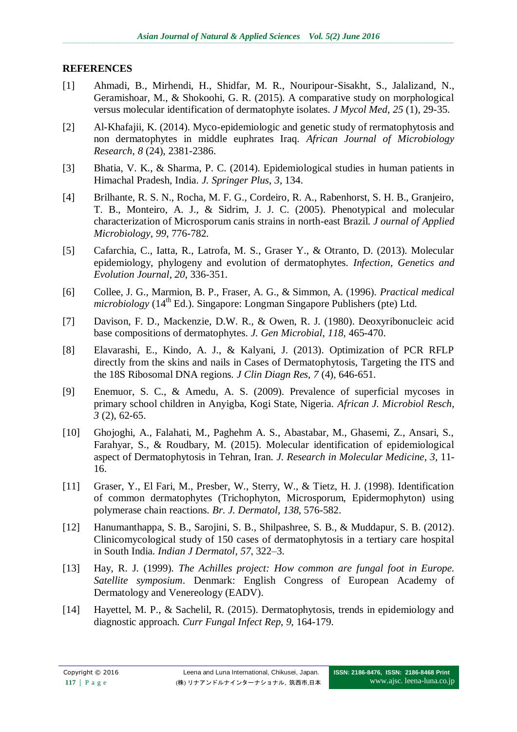## REFERENCES

[1] Ahmadi, B., Mirhendi, H., Shidfar, M. R., Nouripour-Sisakht, S., Jalalizand, N., Geramishoar, M., & Shokoohi, G. R. (2015). A comparative study on morphological versus molecular identification of dermatophyte isolates. *J Mycol Med*, *25* (1), 29-35.

[2] Al-Khafajii, K. (2014). Myco-epidemiologic and genetic study of rermatophytosis and non dermatophytes in middle euphrates Iraq. *African Journal of Microbiology Research*, *8* (24), 2381-2386.

[3] Bhatia, V. K., & Sharma, P. C. (2014). Epidemiological studies in human patients in Himachal Pradesh, India. *J. Springer Plus*, *3*, 134.

[4] Brilhante, R. S. N., Rocha, M. F. G., Cordeiro, R. A., Rabenhorst, S. H. B., Granjeiro, T. B., Monteiro, A. J., & Sidrim, J. J. C. (2005). Phenotypical and molecular characterization of Microsporum canis strains in north-east Brazil. *J ournal of Applied Microbiology*, *99*, 776-782.

[5] Cafarchia, C., Iatta, R., Latrofa, M. S., Graser Y., & Otranto, D. (2013). Molecular epidemiology, phylogeny and evolution of dermatophytes. *Infection, Genetics and Evolution Journal*, *20*, 336-351.

[6] Collee, J. G., Marmion, B. P., Fraser, A. G., & Simmon, A. (1996). *Practical medical microbiology* (14th Ed.). Singapore: Longman Singapore Publishers (pte) Ltd.

[7] Davison, F. D., Mackenzie, D.W. R., & Owen, R. J. (1980). Deoxyribonucleic acid base compositions of dermatophytes. *J. Gen Microbial*, *118*, 465-470.

[8] Elavarashi, E., Kindo, A. J., & Kalyani, J. (2013). Optimization of PCR RFLP directly from the skins and nails in Cases of Dermatophytosis, Targeting the ITS and the 18S Ribosomal DNA regions. *J Clin Diagn Res*, *7* (4), 646-651.

[9] Enemuor, S. C., & Amedu, A. S. (2009). Prevalence of superficial mycoses in primary school children in Anyigba, Kogi State, Nigeria. *African J. Microbiol Resch*, *3* (2), 62-65.

[10] Ghojoghi, A., Falahati, M., Paghehm A. S., Abastabar, M., Ghasemi, Z., Ansari, S., Farahyar, S., & Roudbary, M. (2015). Molecular identification of epidemiological aspect of Dermatophytosis in Tehran, Iran. *J. Research in Molecular Medicine*, *3*, 11-16.

[11] Graser, Y., El Fari, M., Presber, W., Sterry, W., & Tietz, H. J. (1998). Identification of common dermatophytes (Trichophyton, Microsporum, Epidermophyton) using polymerase chain reactions. *Br. J. Dermatol*, *138*, 576-582.

[12] Hanumanthappa, S. B., Sarojini, S. B., Shilpashree, S. B., & Muddapur, S. B. (2012). Clinicomycological study of 150 cases of dermatophytosis in a tertiary care hospital in South India. *Indian J Dermatol*, *57*, 322–3.

[13] Hay, R. J. (1999). *The Achilles project: How common are fungal foot in Europe. Satellite symposium*. Denmark: English Congress of European Academy of Dermatology and Venereology (EADV).

[14] Hayettel, M. P., & Sachelil, R. (2015). Dermatophytosis, trends in epidemiology and diagnostic approach. *Curr Fungal Infect Rep*, *9*, 164-179.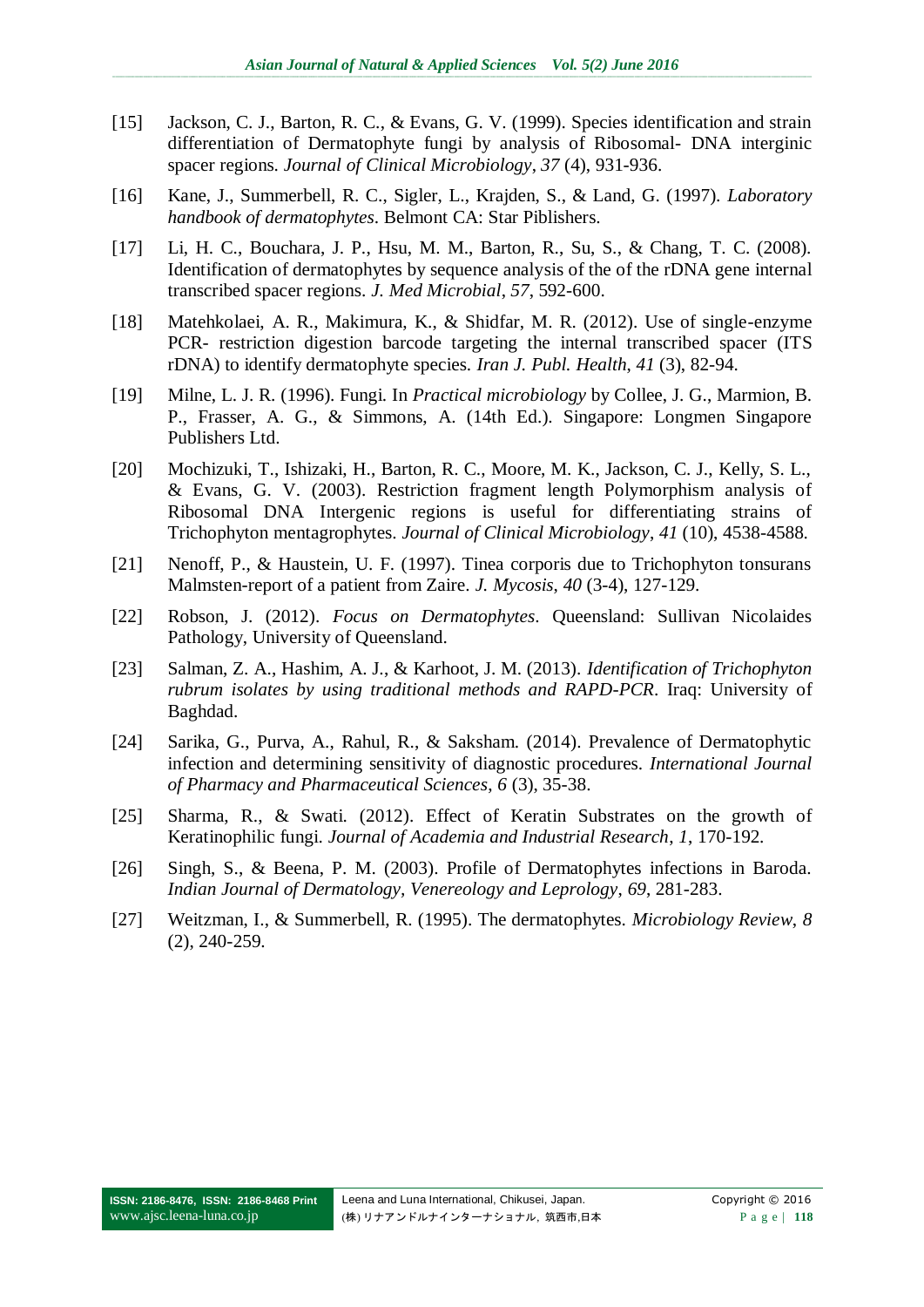[15] Jackson, C. J., Barton, R. C., & Evans, G. V. (1999). Species identification and strain differentiation of Dermatophyte fungi by analysis of Ribosomal- DNA interginic spacer regions. *Journal of Clinical Microbiology*, *37* (4), 931-936.

[16] Kane, J., Summerbell, R. C., Sigler, L., Krajden, S., & Land, G. (1997). *Laboratory handbook of dermatophytes*. Belmont CA: Star Piblishers.

[17] Li, H. C., Bouchara, J. P., Hsu, M. M., Barton, R., Su, S., & Chang, T. C. (2008). Identification of dermatophytes by sequence analysis of the of the rDNA gene internal transcribed spacer regions. *J. Med Microbial*, *57*, 592-600.

[18] Matehkolaei, A. R., Makimura, K., & Shidfar, M. R. (2012). Use of single-enzyme PCR- restriction digestion barcode targeting the internal transcribed spacer (ITS rDNA) to identify dermatophyte species. *Iran J. Publ. Health*, *41* (3), 82-94.

[19] Milne, L. J. R. (1996). Fungi. In *Practical microbiology* by Collee, J. G., Marmion, B. P., Frasser, A. G., & Simmons, A. (14th Ed.). Singapore: Longmen Singapore Publishers Ltd.

[20] Mochizuki, T., Ishizaki, H., Barton, R. C., Moore, M. K., Jackson, C. J., Kelly, S. L., & Evans, G. V. (2003). Restriction fragment length Polymorphism analysis of Ribosomal DNA Intergenic regions is useful for differentiating strains of Trichophyton mentagrophytes. *Journal of Clinical Microbiology*, *41* (10), 4538-4588.

[21] Nenoff, P., & Haustein, U. F. (1997). Tinea corporis due to Trichophyton tonsurans Malmsten-report of a patient from Zaire. *J. Mycosis*, *40* (3-4), 127-129.

[22] Robson, J. (2012). *Focus on Dermatophytes*. Queensland: Sullivan Nicolaides Pathology, University of Queensland.

[23] Salman, Z. A., Hashim, A. J., & Karhoot, J. M. (2013). *Identification of Trichophyton rubrum isolates by using traditional methods and RAPD-PCR*. Iraq: University of Baghdad.

[24] Sarika, G., Purva, A., Rahul, R., & Saksham. (2014). Prevalence of Dermatophytic infection and determining sensitivity of diagnostic procedures. *International Journal of Pharmacy and Pharmaceutical Sciences*, *6* (3), 35-38.

[25] Sharma, R., & Swati. (2012). Effect of Keratin Substrates on the growth of Keratinophilic fungi. *Journal of Academia and Industrial Research*, *1*, 170-192.

[26] Singh, S., & Beena, P. M. (2003). Profile of Dermatophytes infections in Baroda. *Indian Journal of Dermatology, Venereology and Leprology*, *69*, 281-283.

[27] Weitzman, I., & Summerbell, R. (1995). The dermatophytes. *Microbiology Review*, *8* (2), 240-259.